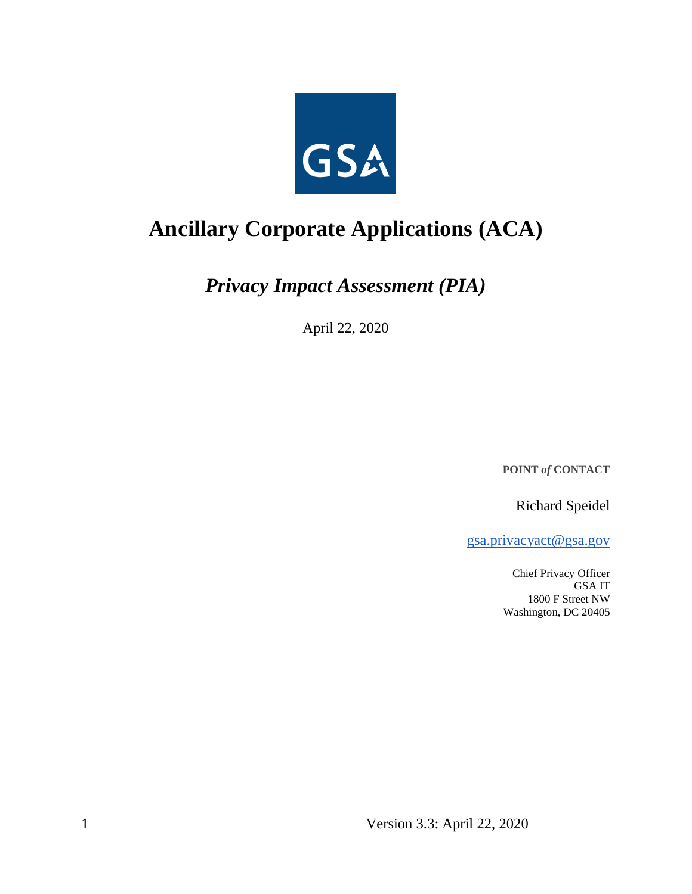GSA

# Ancillary Corporate Applications (ACA)

## *Privacy Impact Assessment (PIA)*

April 22, 2020

**POINT *of* CONTACT**

Richard Speidel

gsa.privacyact@gsa.gov

Chief Privacy Officer
GSA IT
1800 F Street NW
Washington, DC 20405

Version 3.3: April 22, 2020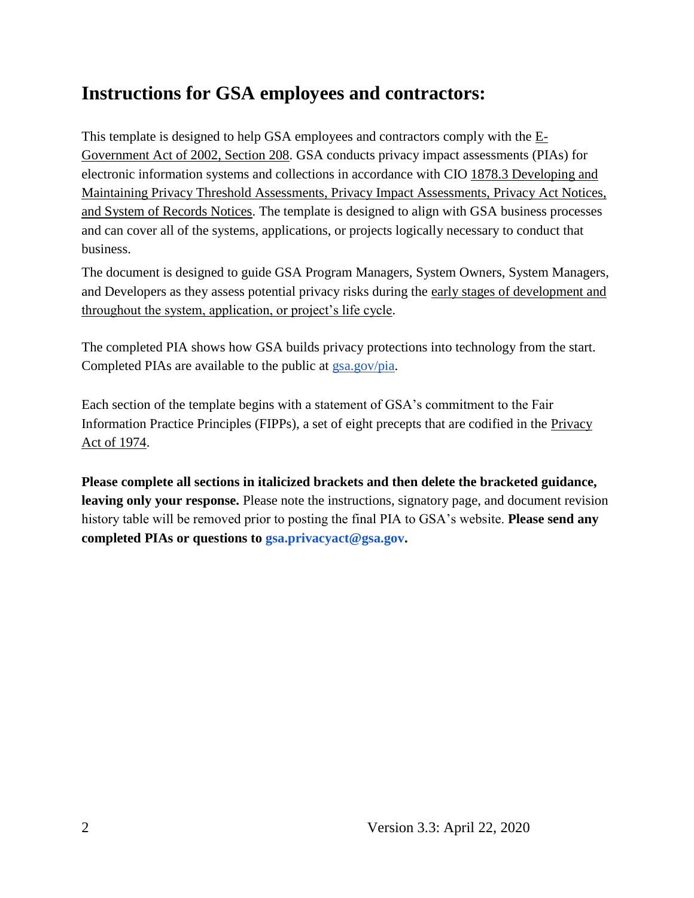## Instructions for GSA employees and contractors:

This template is designed to help GSA employees and contractors comply with the E-Government Act of 2002, Section 208. GSA conducts privacy impact assessments (PIAs) for electronic information systems and collections in accordance with CIO 1878.3 Developing and Maintaining Privacy Threshold Assessments, Privacy Impact Assessments, Privacy Act Notices, and System of Records Notices. The template is designed to align with GSA business processes and can cover all of the systems, applications, or projects logically necessary to conduct that business.

The document is designed to guide GSA Program Managers, System Owners, System Managers, and Developers as they assess potential privacy risks during the early stages of development and throughout the system, application, or project's life cycle.

The completed PIA shows how GSA builds privacy protections into technology from the start. Completed PIAs are available to the public at gsa.gov/pia.

Each section of the template begins with a statement of GSA's commitment to the Fair Information Practice Principles (FIPPs), a set of eight precepts that are codified in the Privacy Act of 1974.

**Please complete all sections in italicized brackets and then delete the bracketed guidance, leaving only your response.** Please note the instructions, signatory page, and document revision history table will be removed prior to posting the final PIA to GSA's website. **Please send any completed PIAs or questions to gsa.privacyact@gsa.gov.**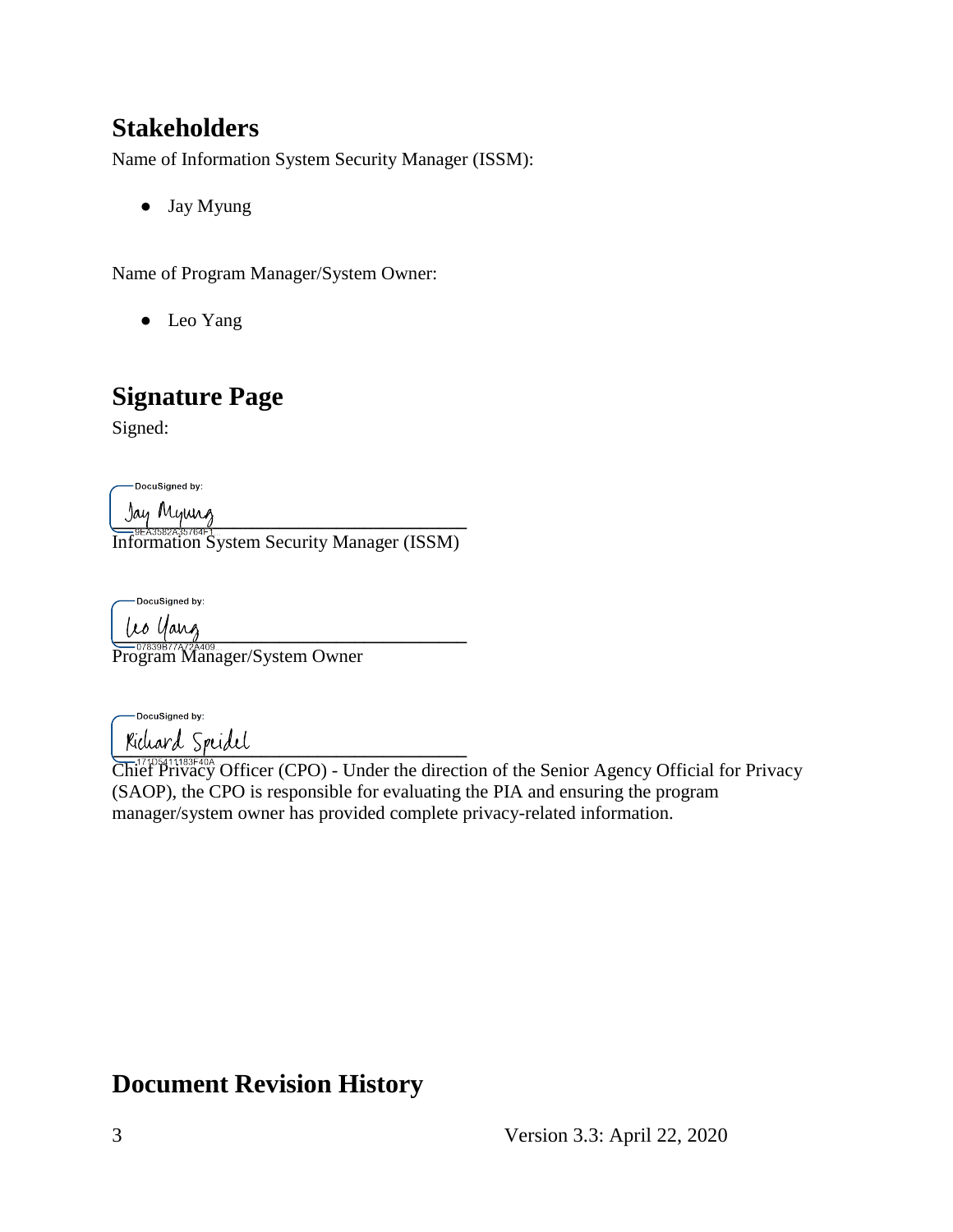## Stakeholders

Name of Information System Security Manager (ISSM):

- Jay Myung

Name of Program Manager/System Owner:

- Leo Yang

## Signature Page

Signed:

DocuSigned by:
Jay Myung
9EA3582A35764F1
Information System Security Manager (ISSM)

DocuSigned by:
Leo Yang
07839B77A72A409
Program Manager/System Owner

DocuSigned by:
Richard Speidel
171D5411183F40A
Chief Privacy Officer (CPO) - Under the direction of the Senior Agency Official for Privacy (SAOP), the CPO is responsible for evaluating the PIA and ensuring the program manager/system owner has provided complete privacy-related information.

## Document Revision History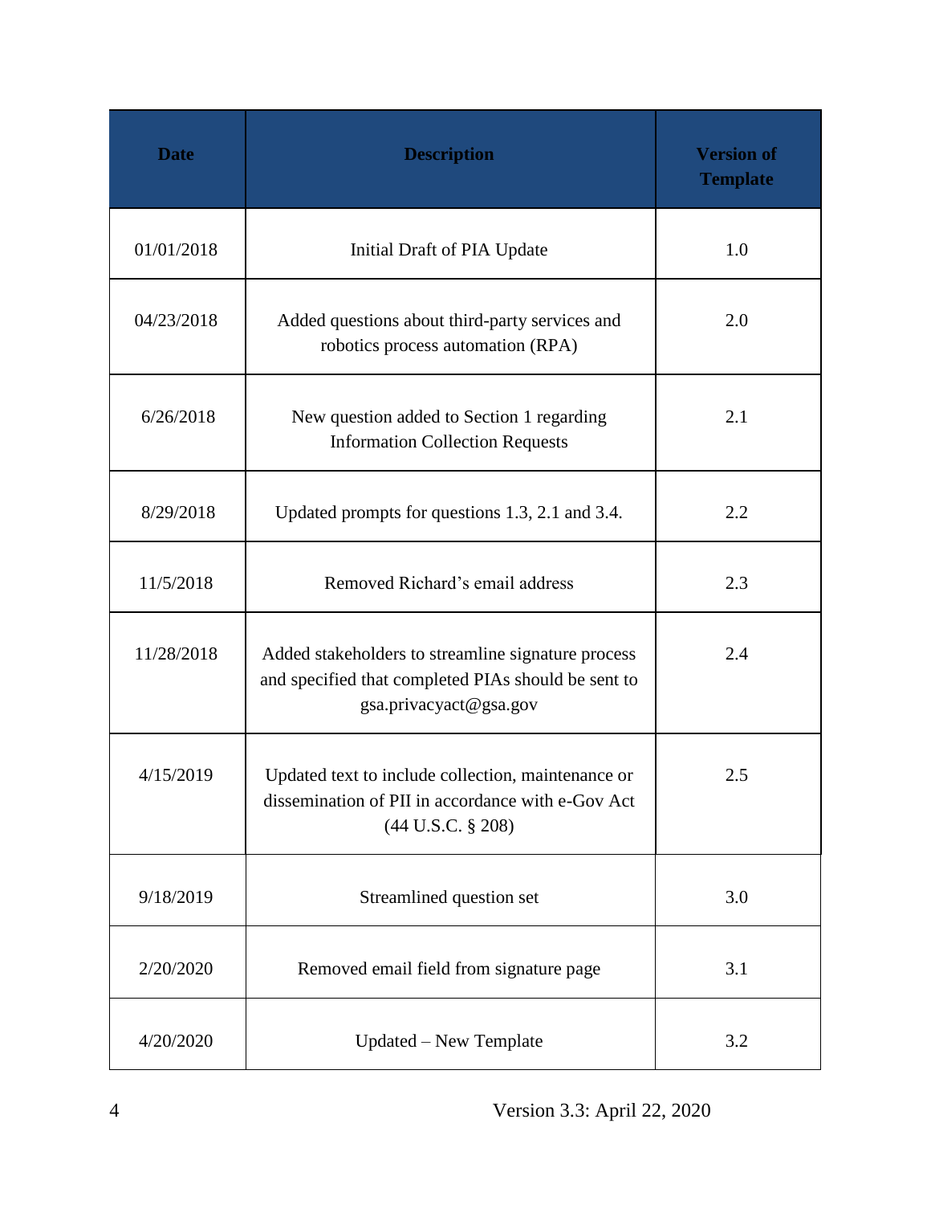| Date | Description | Version of Template |
|---|---|---|
| 01/01/2018 | Initial Draft of PIA Update | 1.0 |
| 04/23/2018 | Added questions about third-party services and robotics process automation (RPA) | 2.0 |
| 6/26/2018 | New question added to Section 1 regarding Information Collection Requests | 2.1 |
| 8/29/2018 | Updated prompts for questions 1.3, 2.1 and 3.4. | 2.2 |
| 11/5/2018 | Removed Richard's email address | 2.3 |
| 11/28/2018 | Added stakeholders to streamline signature process and specified that completed PIAs should be sent to gsa.privacyact@gsa.gov | 2.4 |
| 4/15/2019 | Updated text to include collection, maintenance or dissemination of PII in accordance with e-Gov Act (44 U.S.C. § 208) | 2.5 |
| 9/18/2019 | Streamlined question set | 3.0 |
| 2/20/2020 | Removed email field from signature page | 3.1 |
| 4/20/2020 | Updated – New Template | 3.2 |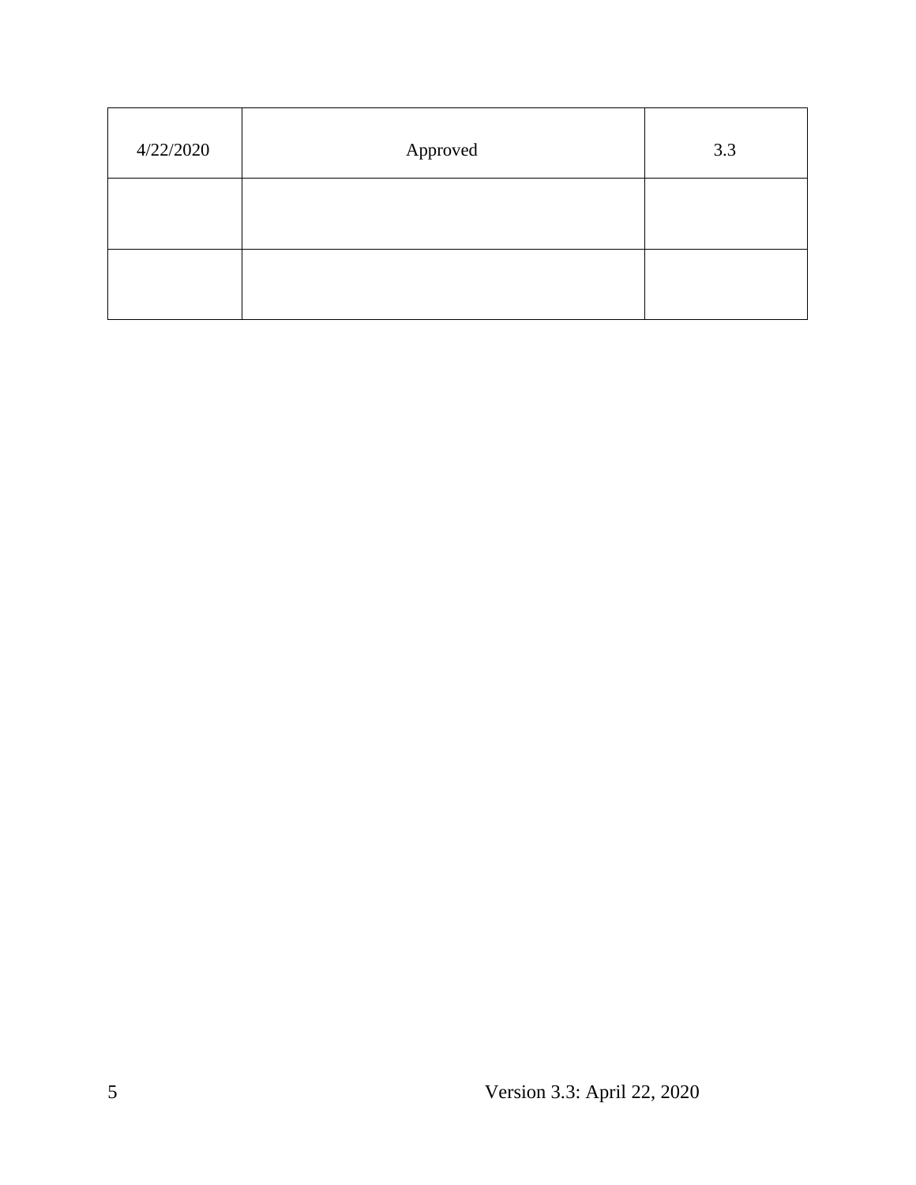| 4/22/2020 | Approved | 3.3 |
|---|---|---|
| | | |
| | | |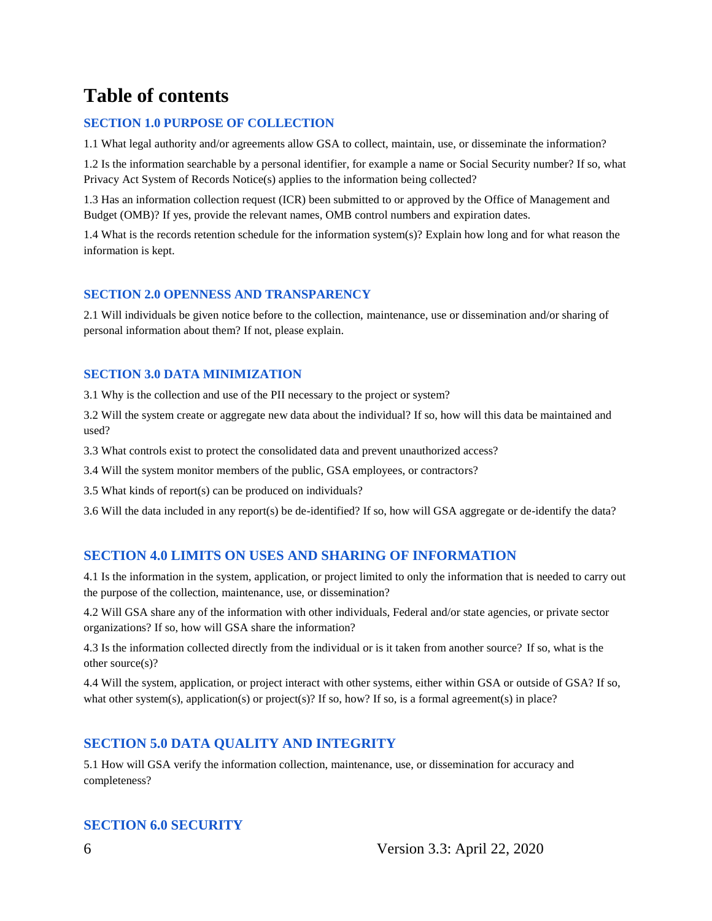# Table of contents

### SECTION 1.0 PURPOSE OF COLLECTION

1.1 What legal authority and/or agreements allow GSA to collect, maintain, use, or disseminate the information?

1.2 Is the information searchable by a personal identifier, for example a name or Social Security number? If so, what Privacy Act System of Records Notice(s) applies to the information being collected?

1.3 Has an information collection request (ICR) been submitted to or approved by the Office of Management and Budget (OMB)? If yes, provide the relevant names, OMB control numbers and expiration dates.

1.4 What is the records retention schedule for the information system(s)? Explain how long and for what reason the information is kept.

### SECTION 2.0 OPENNESS AND TRANSPARENCY

2.1 Will individuals be given notice before to the collection, maintenance, use or dissemination and/or sharing of personal information about them? If not, please explain.

### SECTION 3.0 DATA MINIMIZATION

3.1 Why is the collection and use of the PII necessary to the project or system?

3.2 Will the system create or aggregate new data about the individual? If so, how will this data be maintained and used?

3.3 What controls exist to protect the consolidated data and prevent unauthorized access?

3.4 Will the system monitor members of the public, GSA employees, or contractors?

3.5 What kinds of report(s) can be produced on individuals?

3.6 Will the data included in any report(s) be de-identified? If so, how will GSA aggregate or de-identify the data?

## SECTION 4.0 LIMITS ON USES AND SHARING OF INFORMATION

4.1 Is the information in the system, application, or project limited to only the information that is needed to carry out the purpose of the collection, maintenance, use, or dissemination?

4.2 Will GSA share any of the information with other individuals, Federal and/or state agencies, or private sector organizations? If so, how will GSA share the information?

4.3 Is the information collected directly from the individual or is it taken from another source? If so, what is the other source(s)?

4.4 Will the system, application, or project interact with other systems, either within GSA or outside of GSA? If so, what other system(s), application(s) or project(s)? If so, how? If so, is a formal agreement(s) in place?

## SECTION 5.0 DATA QUALITY AND INTEGRITY

5.1 How will GSA verify the information collection, maintenance, use, or dissemination for accuracy and completeness?

## SECTION 6.0 SECURITY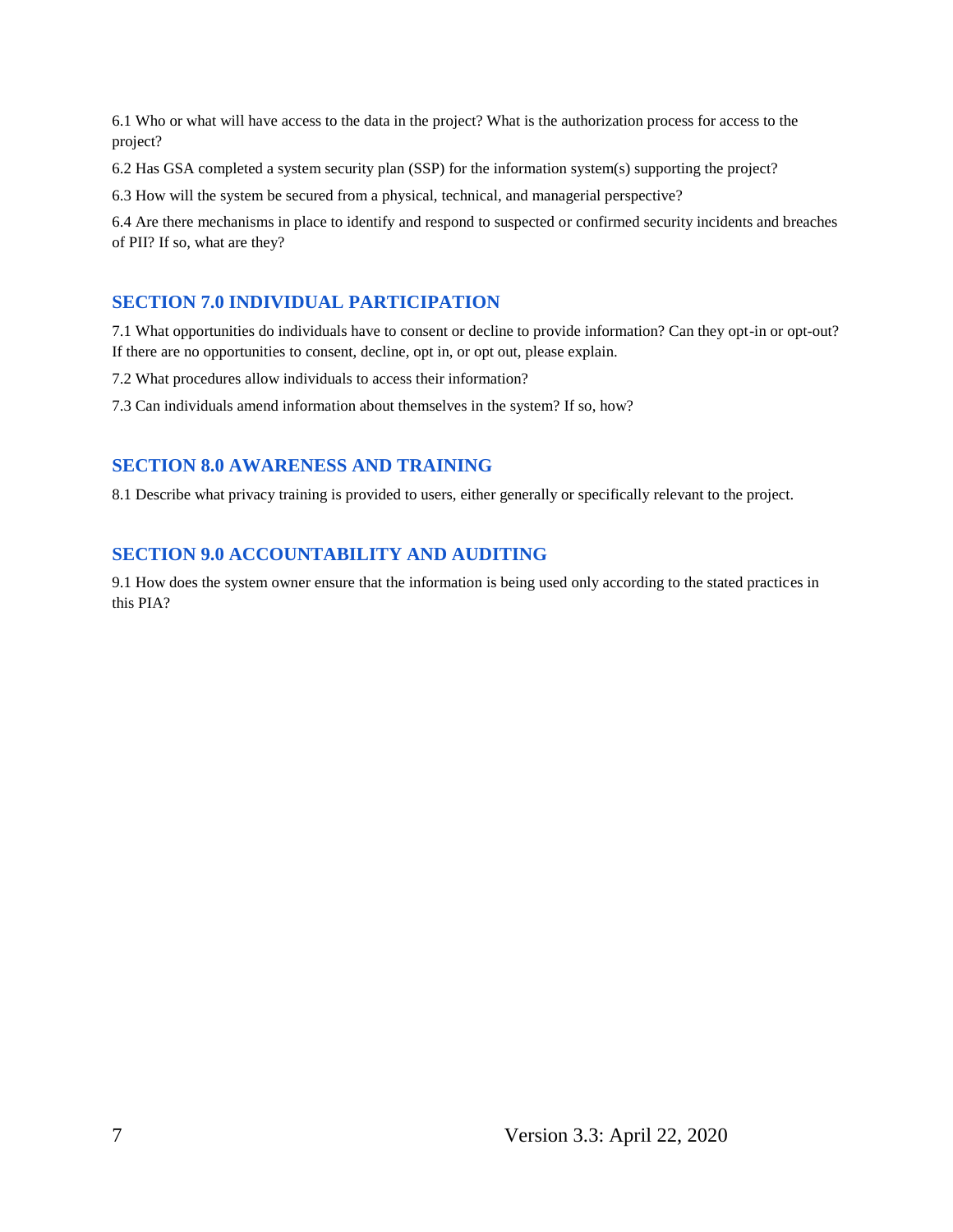6.1 Who or what will have access to the data in the project? What is the authorization process for access to the project?

6.2 Has GSA completed a system security plan (SSP) for the information system(s) supporting the project?

6.3 How will the system be secured from a physical, technical, and managerial perspective?

6.4 Are there mechanisms in place to identify and respond to suspected or confirmed security incidents and breaches of PII? If so, what are they?

## SECTION 7.0 INDIVIDUAL PARTICIPATION

7.1 What opportunities do individuals have to consent or decline to provide information? Can they opt-in or opt-out? If there are no opportunities to consent, decline, opt in, or opt out, please explain.

7.2 What procedures allow individuals to access their information?

7.3 Can individuals amend information about themselves in the system? If so, how?

## SECTION 8.0 AWARENESS AND TRAINING

8.1 Describe what privacy training is provided to users, either generally or specifically relevant to the project.

## SECTION 9.0 ACCOUNTABILITY AND AUDITING

9.1 How does the system owner ensure that the information is being used only according to the stated practices in this PIA?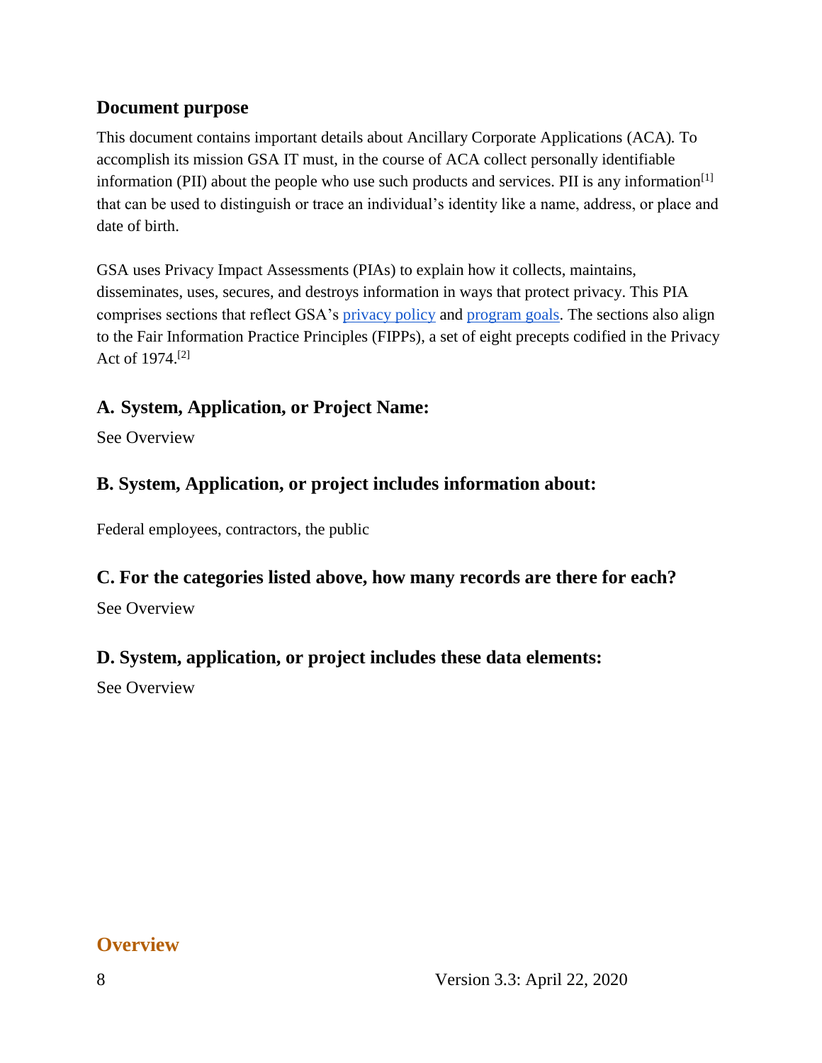## Document purpose

This document contains important details about Ancillary Corporate Applications (ACA). To accomplish its mission GSA IT must, in the course of ACA collect personally identifiable information (PII) about the people who use such products and services. PII is any information[1] that can be used to distinguish or trace an individual's identity like a name, address, or place and date of birth.

GSA uses Privacy Impact Assessments (PIAs) to explain how it collects, maintains, disseminates, uses, secures, and destroys information in ways that protect privacy. This PIA comprises sections that reflect GSA's [privacy policy]() and [program goals](). The sections also align to the Fair Information Practice Principles (FIPPs), a set of eight precepts codified in the Privacy Act of 1974.[2]

## A. System, Application, or Project Name:

See Overview

## B. System, Application, or project includes information about:

Federal employees, contractors, the public

## C. For the categories listed above, how many records are there for each?

See Overview

## D. System, application, or project includes these data elements:

See Overview

## Overview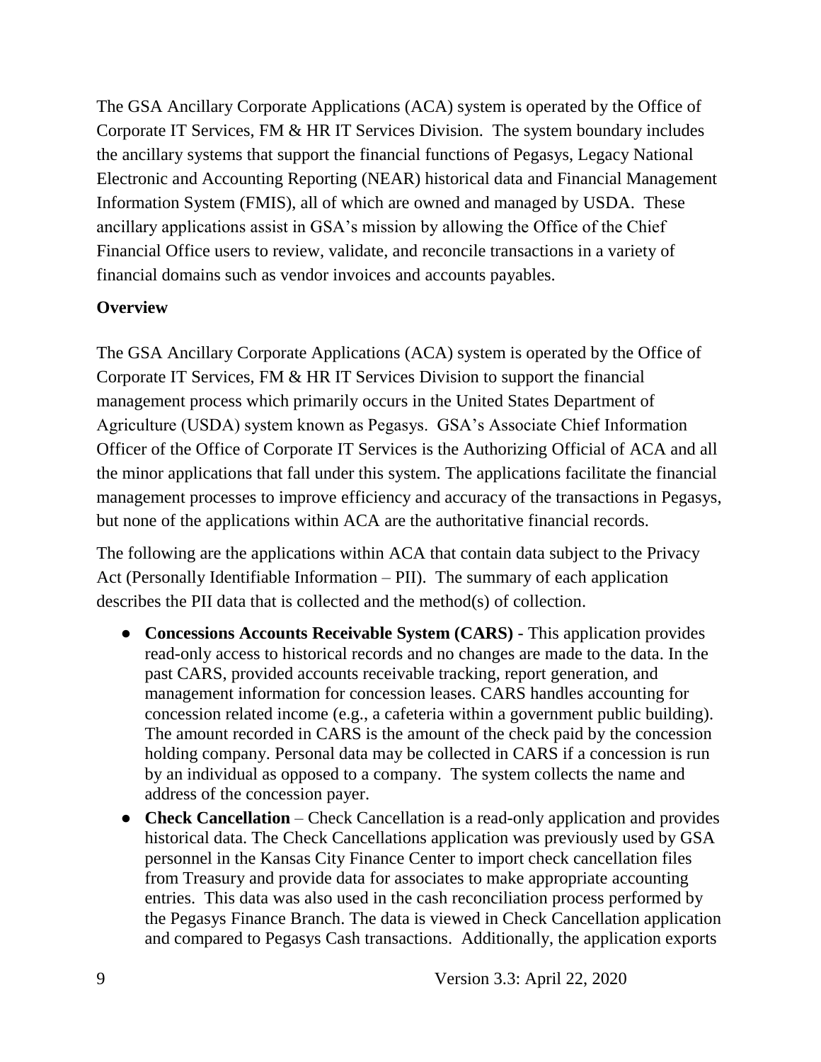The GSA Ancillary Corporate Applications (ACA) system is operated by the Office of Corporate IT Services, FM & HR IT Services Division. The system boundary includes the ancillary systems that support the financial functions of Pegasys, Legacy National Electronic and Accounting Reporting (NEAR) historical data and Financial Management Information System (FMIS), all of which are owned and managed by USDA. These ancillary applications assist in GSA's mission by allowing the Office of the Chief Financial Office users to review, validate, and reconcile transactions in a variety of financial domains such as vendor invoices and accounts payables.

**Overview**

The GSA Ancillary Corporate Applications (ACA) system is operated by the Office of Corporate IT Services, FM & HR IT Services Division to support the financial management process which primarily occurs in the United States Department of Agriculture (USDA) system known as Pegasys. GSA's Associate Chief Information Officer of the Office of Corporate IT Services is the Authorizing Official of ACA and all the minor applications that fall under this system. The applications facilitate the financial management processes to improve efficiency and accuracy of the transactions in Pegasys, but none of the applications within ACA are the authoritative financial records.

The following are the applications within ACA that contain data subject to the Privacy Act (Personally Identifiable Information – PII). The summary of each application describes the PII data that is collected and the method(s) of collection.

- **Concessions Accounts Receivable System (CARS)** - This application provides read-only access to historical records and no changes are made to the data. In the past CARS, provided accounts receivable tracking, report generation, and management information for concession leases. CARS handles accounting for concession related income (e.g., a cafeteria within a government public building). The amount recorded in CARS is the amount of the check paid by the concession holding company. Personal data may be collected in CARS if a concession is run by an individual as opposed to a company. The system collects the name and address of the concession payer.
- **Check Cancellation** – Check Cancellation is a read-only application and provides historical data. The Check Cancellations application was previously used by GSA personnel in the Kansas City Finance Center to import check cancellation files from Treasury and provide data for associates to make appropriate accounting entries. This data was also used in the cash reconciliation process performed by the Pegasys Finance Branch. The data is viewed in Check Cancellation application and compared to Pegasys Cash transactions. Additionally, the application exports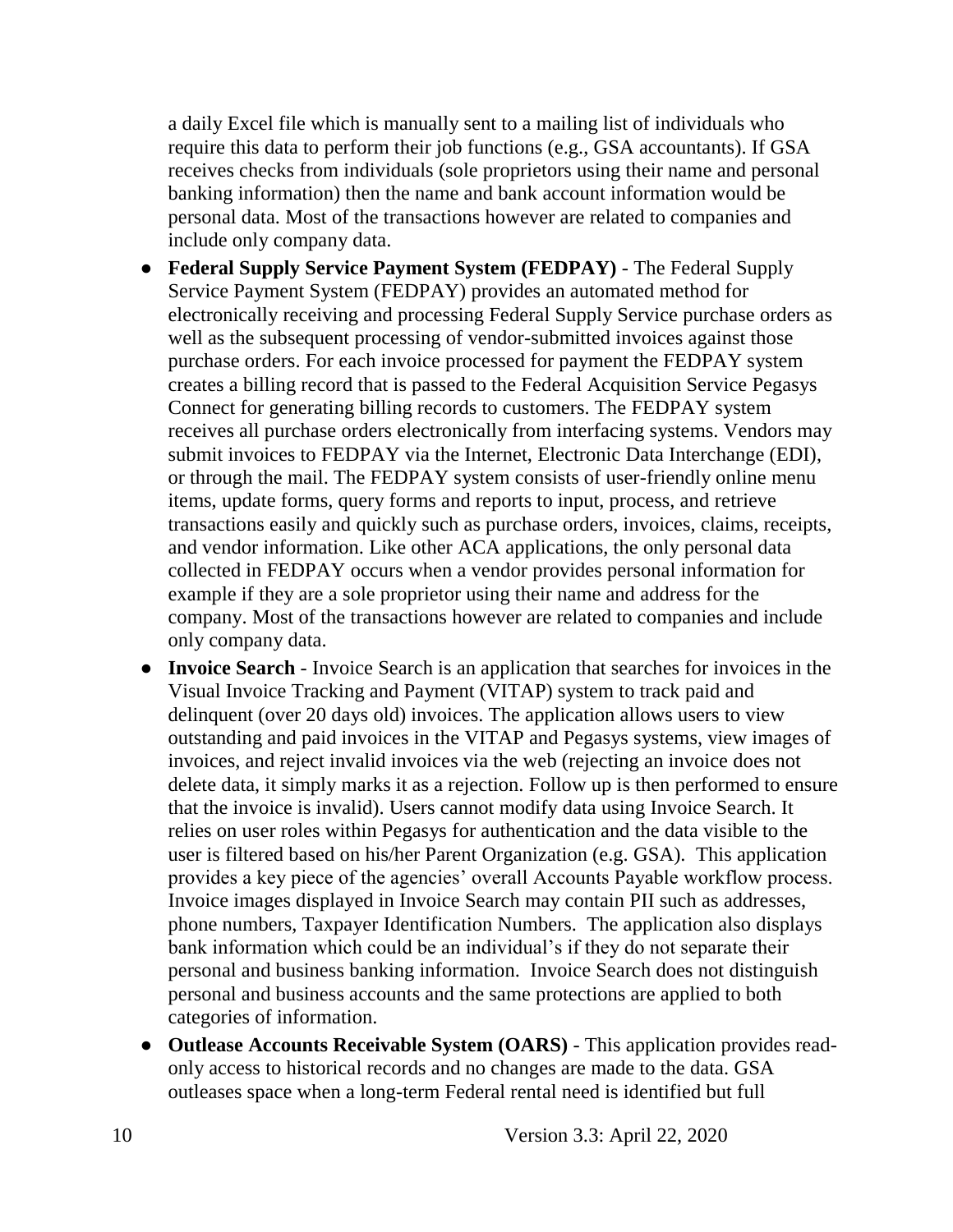a daily Excel file which is manually sent to a mailing list of individuals who require this data to perform their job functions (e.g., GSA accountants). If GSA receives checks from individuals (sole proprietors using their name and personal banking information) then the name and bank account information would be personal data. Most of the transactions however are related to companies and include only company data.

- **Federal Supply Service Payment System (FEDPAY)** - The Federal Supply Service Payment System (FEDPAY) provides an automated method for electronically receiving and processing Federal Supply Service purchase orders as well as the subsequent processing of vendor-submitted invoices against those purchase orders. For each invoice processed for payment the FEDPAY system creates a billing record that is passed to the Federal Acquisition Service Pegasys Connect for generating billing records to customers. The FEDPAY system receives all purchase orders electronically from interfacing systems. Vendors may submit invoices to FEDPAY via the Internet, Electronic Data Interchange (EDI), or through the mail. The FEDPAY system consists of user-friendly online menu items, update forms, query forms and reports to input, process, and retrieve transactions easily and quickly such as purchase orders, invoices, claims, receipts, and vendor information. Like other ACA applications, the only personal data collected in FEDPAY occurs when a vendor provides personal information for example if they are a sole proprietor using their name and address for the company. Most of the transactions however are related to companies and include only company data.
- **Invoice Search** - Invoice Search is an application that searches for invoices in the Visual Invoice Tracking and Payment (VITAP) system to track paid and delinquent (over 20 days old) invoices. The application allows users to view outstanding and paid invoices in the VITAP and Pegasys systems, view images of invoices, and reject invalid invoices via the web (rejecting an invoice does not delete data, it simply marks it as a rejection. Follow up is then performed to ensure that the invoice is invalid). Users cannot modify data using Invoice Search. It relies on user roles within Pegasys for authentication and the data visible to the user is filtered based on his/her Parent Organization (e.g. GSA). This application provides a key piece of the agencies' overall Accounts Payable workflow process. Invoice images displayed in Invoice Search may contain PII such as addresses, phone numbers, Taxpayer Identification Numbers. The application also displays bank information which could be an individual's if they do not separate their personal and business banking information. Invoice Search does not distinguish personal and business accounts and the same protections are applied to both categories of information.
- **Outlease Accounts Receivable System (OARS)** - This application provides read-only access to historical records and no changes are made to the data. GSA outleases space when a long-term Federal rental need is identified but full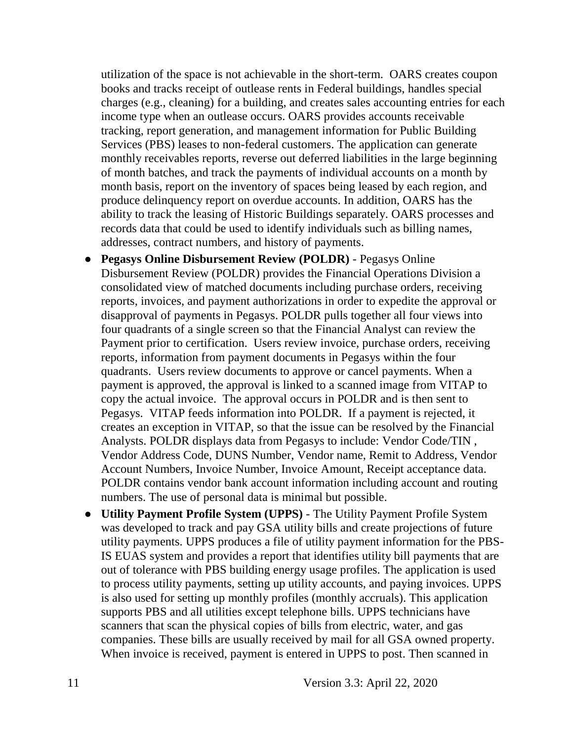utilization of the space is not achievable in the short-term. OARS creates coupon books and tracks receipt of outlease rents in Federal buildings, handles special charges (e.g., cleaning) for a building, and creates sales accounting entries for each income type when an outlease occurs. OARS provides accounts receivable tracking, report generation, and management information for Public Building Services (PBS) leases to non-federal customers. The application can generate monthly receivables reports, reverse out deferred liabilities in the large beginning of month batches, and track the payments of individual accounts on a month by month basis, report on the inventory of spaces being leased by each region, and produce delinquency report on overdue accounts. In addition, OARS has the ability to track the leasing of Historic Buildings separately. OARS processes and records data that could be used to identify individuals such as billing names, addresses, contract numbers, and history of payments.

- **Pegasys Online Disbursement Review (POLDR)** - Pegasys Online Disbursement Review (POLDR) provides the Financial Operations Division a consolidated view of matched documents including purchase orders, receiving reports, invoices, and payment authorizations in order to expedite the approval or disapproval of payments in Pegasys. POLDR pulls together all four views into four quadrants of a single screen so that the Financial Analyst can review the Payment prior to certification. Users review invoice, purchase orders, receiving reports, information from payment documents in Pegasys within the four quadrants. Users review documents to approve or cancel payments. When a payment is approved, the approval is linked to a scanned image from VITAP to copy the actual invoice. The approval occurs in POLDR and is then sent to Pegasys. VITAP feeds information into POLDR. If a payment is rejected, it creates an exception in VITAP, so that the issue can be resolved by the Financial Analysts. POLDR displays data from Pegasys to include: Vendor Code/TIN , Vendor Address Code, DUNS Number, Vendor name, Remit to Address, Vendor Account Numbers, Invoice Number, Invoice Amount, Receipt acceptance data. POLDR contains vendor bank account information including account and routing numbers. The use of personal data is minimal but possible.
- **Utility Payment Profile System (UPPS)** - The Utility Payment Profile System was developed to track and pay GSA utility bills and create projections of future utility payments. UPPS produces a file of utility payment information for the PBS-IS EUAS system and provides a report that identifies utility bill payments that are out of tolerance with PBS building energy usage profiles. The application is used to process utility payments, setting up utility accounts, and paying invoices. UPPS is also used for setting up monthly profiles (monthly accruals). This application supports PBS and all utilities except telephone bills. UPPS technicians have scanners that scan the physical copies of bills from electric, water, and gas companies. These bills are usually received by mail for all GSA owned property. When invoice is received, payment is entered in UPPS to post. Then scanned in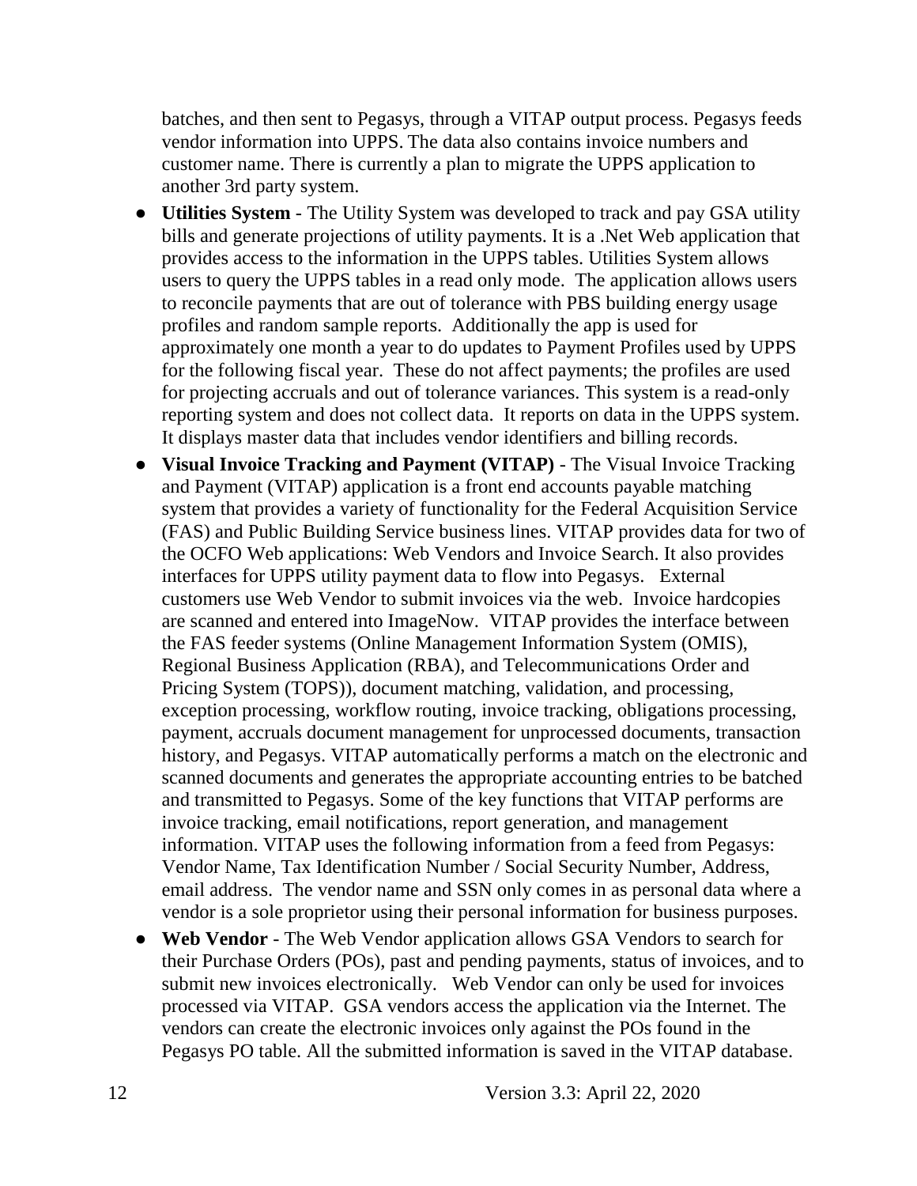batches, and then sent to Pegasys, through a VITAP output process. Pegasys feeds vendor information into UPPS. The data also contains invoice numbers and customer name. There is currently a plan to migrate the UPPS application to another 3rd party system.

- **Utilities System** - The Utility System was developed to track and pay GSA utility bills and generate projections of utility payments. It is a .Net Web application that provides access to the information in the UPPS tables. Utilities System allows users to query the UPPS tables in a read only mode. The application allows users to reconcile payments that are out of tolerance with PBS building energy usage profiles and random sample reports. Additionally the app is used for approximately one month a year to do updates to Payment Profiles used by UPPS for the following fiscal year. These do not affect payments; the profiles are used for projecting accruals and out of tolerance variances. This system is a read-only reporting system and does not collect data. It reports on data in the UPPS system. It displays master data that includes vendor identifiers and billing records.
- **Visual Invoice Tracking and Payment (VITAP)** - The Visual Invoice Tracking and Payment (VITAP) application is a front end accounts payable matching system that provides a variety of functionality for the Federal Acquisition Service (FAS) and Public Building Service business lines. VITAP provides data for two of the OCFO Web applications: Web Vendors and Invoice Search. It also provides interfaces for UPPS utility payment data to flow into Pegasys. External customers use Web Vendor to submit invoices via the web. Invoice hardcopies are scanned and entered into ImageNow. VITAP provides the interface between the FAS feeder systems (Online Management Information System (OMIS), Regional Business Application (RBA), and Telecommunications Order and Pricing System (TOPS)), document matching, validation, and processing, exception processing, workflow routing, invoice tracking, obligations processing, payment, accruals document management for unprocessed documents, transaction history, and Pegasys. VITAP automatically performs a match on the electronic and scanned documents and generates the appropriate accounting entries to be batched and transmitted to Pegasys. Some of the key functions that VITAP performs are invoice tracking, email notifications, report generation, and management information. VITAP uses the following information from a feed from Pegasys: Vendor Name, Tax Identification Number / Social Security Number, Address, email address. The vendor name and SSN only comes in as personal data where a vendor is a sole proprietor using their personal information for business purposes.
- **Web Vendor** - The Web Vendor application allows GSA Vendors to search for their Purchase Orders (POs), past and pending payments, status of invoices, and to submit new invoices electronically. Web Vendor can only be used for invoices processed via VITAP. GSA vendors access the application via the Internet. The vendors can create the electronic invoices only against the POs found in the Pegasys PO table. All the submitted information is saved in the VITAP database.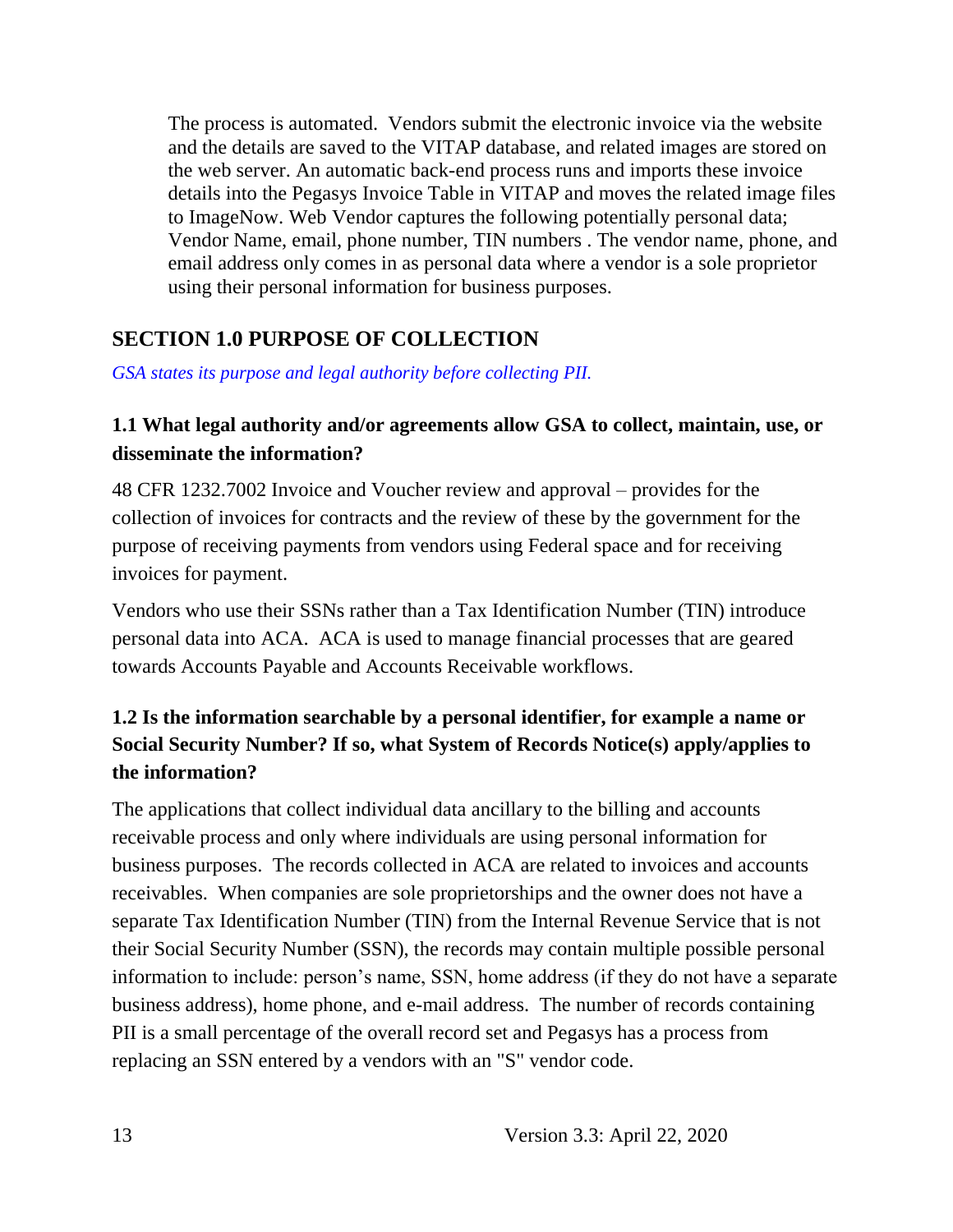The process is automated. Vendors submit the electronic invoice via the website and the details are saved to the VITAP database, and related images are stored on the web server. An automatic back-end process runs and imports these invoice details into the Pegasys Invoice Table in VITAP and moves the related image files to ImageNow. Web Vendor captures the following potentially personal data; Vendor Name, email, phone number, TIN numbers . The vendor name, phone, and email address only comes in as personal data where a vendor is a sole proprietor using their personal information for business purposes.

## SECTION 1.0 PURPOSE OF COLLECTION

*GSA states its purpose and legal authority before collecting PII.*

### 1.1 What legal authority and/or agreements allow GSA to collect, maintain, use, or disseminate the information?

48 CFR 1232.7002 Invoice and Voucher review and approval – provides for the collection of invoices for contracts and the review of these by the government for the purpose of receiving payments from vendors using Federal space and for receiving invoices for payment.

Vendors who use their SSNs rather than a Tax Identification Number (TIN) introduce personal data into ACA. ACA is used to manage financial processes that are geared towards Accounts Payable and Accounts Receivable workflows.

### 1.2 Is the information searchable by a personal identifier, for example a name or Social Security Number? If so, what System of Records Notice(s) apply/applies to the information?

The applications that collect individual data ancillary to the billing and accounts receivable process and only where individuals are using personal information for business purposes. The records collected in ACA are related to invoices and accounts receivables. When companies are sole proprietorships and the owner does not have a separate Tax Identification Number (TIN) from the Internal Revenue Service that is not their Social Security Number (SSN), the records may contain multiple possible personal information to include: person's name, SSN, home address (if they do not have a separate business address), home phone, and e-mail address. The number of records containing PII is a small percentage of the overall record set and Pegasys has a process from replacing an SSN entered by a vendors with an "S" vendor code.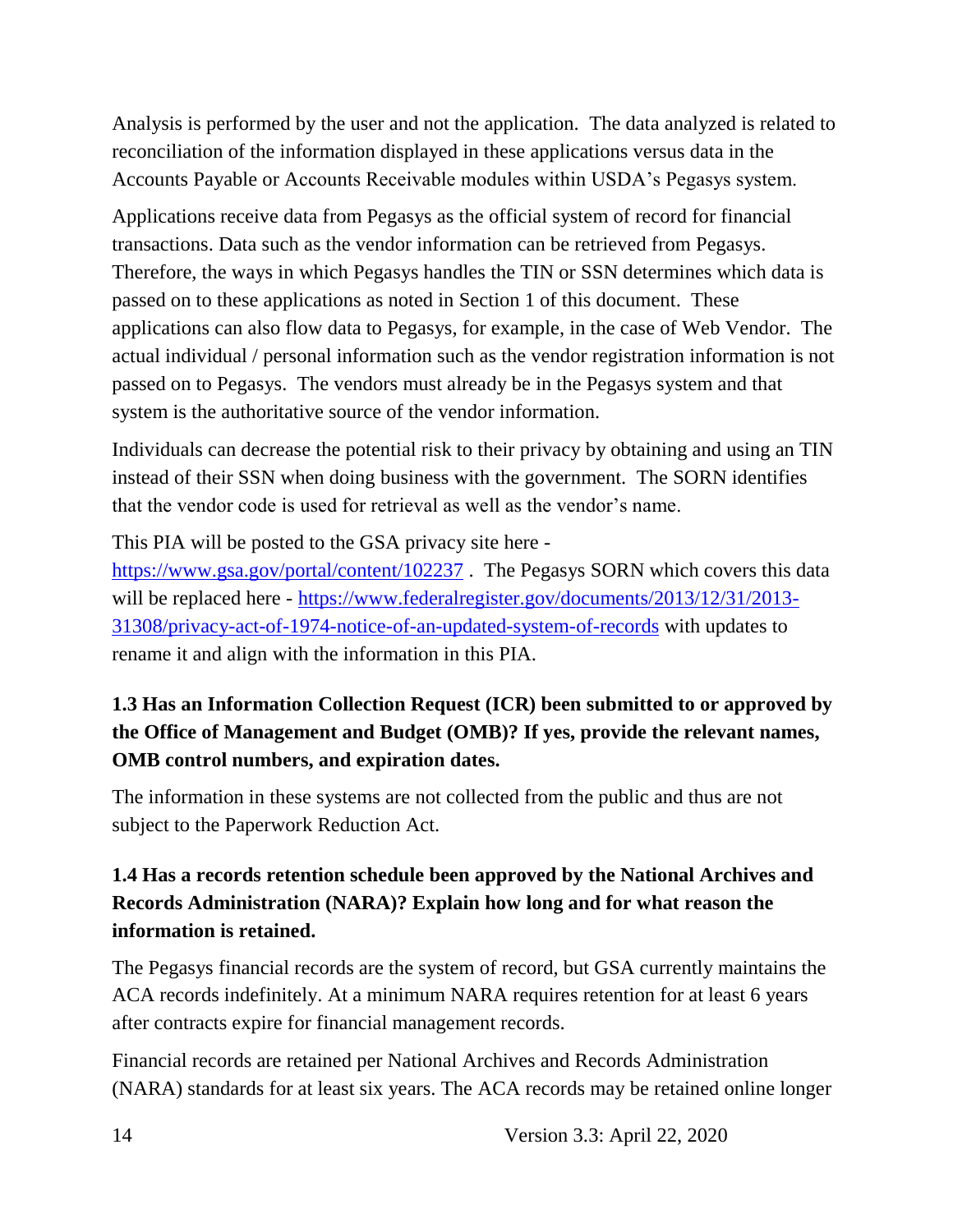Analysis is performed by the user and not the application. The data analyzed is related to reconciliation of the information displayed in these applications versus data in the Accounts Payable or Accounts Receivable modules within USDA's Pegasys system.

Applications receive data from Pegasys as the official system of record for financial transactions. Data such as the vendor information can be retrieved from Pegasys. Therefore, the ways in which Pegasys handles the TIN or SSN determines which data is passed on to these applications as noted in Section 1 of this document. These applications can also flow data to Pegasys, for example, in the case of Web Vendor. The actual individual / personal information such as the vendor registration information is not passed on to Pegasys. The vendors must already be in the Pegasys system and that system is the authoritative source of the vendor information.

Individuals can decrease the potential risk to their privacy by obtaining and using an TIN instead of their SSN when doing business with the government. The SORN identifies that the vendor code is used for retrieval as well as the vendor's name.

This PIA will be posted to the GSA privacy site here - [https://www.gsa.gov/portal/content/102237](https://www.gsa.gov/portal/content/102237) . The Pegasys SORN which covers this data will be replaced here - [https://www.federalregister.gov/documents/2013/12/31/2013-31308/privacy-act-of-1974-notice-of-an-updated-system-of-records](https://www.federalregister.gov/documents/2013/12/31/2013-31308/privacy-act-of-1974-notice-of-an-updated-system-of-records) with updates to rename it and align with the information in this PIA.

### 1.3 Has an Information Collection Request (ICR) been submitted to or approved by the Office of Management and Budget (OMB)? If yes, provide the relevant names, OMB control numbers, and expiration dates.

The information in these systems are not collected from the public and thus are not subject to the Paperwork Reduction Act.

### 1.4 Has a records retention schedule been approved by the National Archives and Records Administration (NARA)? Explain how long and for what reason the information is retained.

The Pegasys financial records are the system of record, but GSA currently maintains the ACA records indefinitely. At a minimum NARA requires retention for at least 6 years after contracts expire for financial management records.

Financial records are retained per National Archives and Records Administration (NARA) standards for at least six years. The ACA records may be retained online longer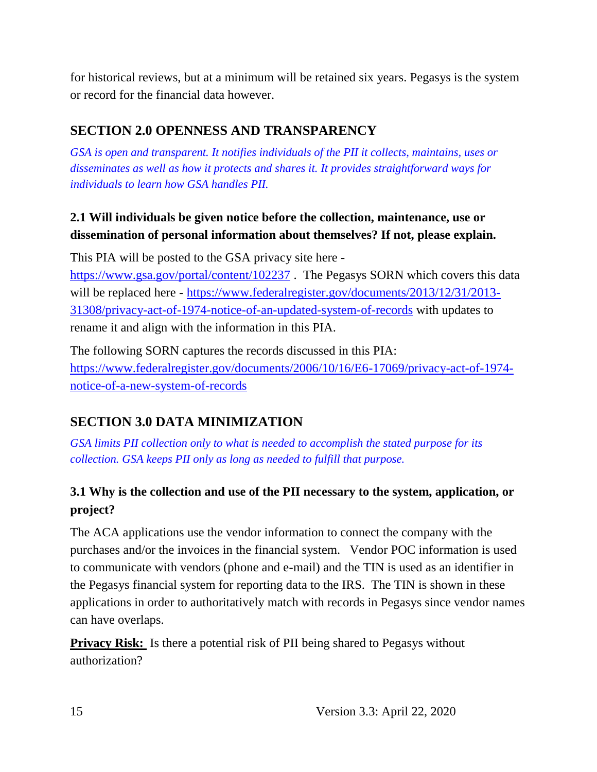for historical reviews, but at a minimum will be retained six years. Pegasys is the system or record for the financial data however.

## SECTION 2.0 OPENNESS AND TRANSPARENCY

*GSA is open and transparent. It notifies individuals of the PII it collects, maintains, uses or disseminates as well as how it protects and shares it. It provides straightforward ways for individuals to learn how GSA handles PII.*

### 2.1 Will individuals be given notice before the collection, maintenance, use or dissemination of personal information about themselves? If not, please explain.

This PIA will be posted to the GSA privacy site here - [https://www.gsa.gov/portal/content/102237](https://www.gsa.gov/portal/content/102237) . The Pegasys SORN which covers this data will be replaced here - [https://www.federalregister.gov/documents/2013/12/31/2013-31308/privacy-act-of-1974-notice-of-an-updated-system-of-records](https://www.federalregister.gov/documents/2013/12/31/2013-31308/privacy-act-of-1974-notice-of-an-updated-system-of-records) with updates to rename it and align with the information in this PIA.

The following SORN captures the records discussed in this PIA: [https://www.federalregister.gov/documents/2006/10/16/E6-17069/privacy-act-of-1974-notice-of-a-new-system-of-records](https://www.federalregister.gov/documents/2006/10/16/E6-17069/privacy-act-of-1974-notice-of-a-new-system-of-records)

## SECTION 3.0 DATA MINIMIZATION

*GSA limits PII collection only to what is needed to accomplish the stated purpose for its collection. GSA keeps PII only as long as needed to fulfill that purpose.*

### 3.1 Why is the collection and use of the PII necessary to the system, application, or project?

The ACA applications use the vendor information to connect the company with the purchases and/or the invoices in the financial system. Vendor POC information is used to communicate with vendors (phone and e-mail) and the TIN is used as an identifier in the Pegasys financial system for reporting data to the IRS. The TIN is shown in these applications in order to authoritatively match with records in Pegasys since vendor names can have overlaps.

**Privacy Risk:** Is there a potential risk of PII being shared to Pegasys without authorization?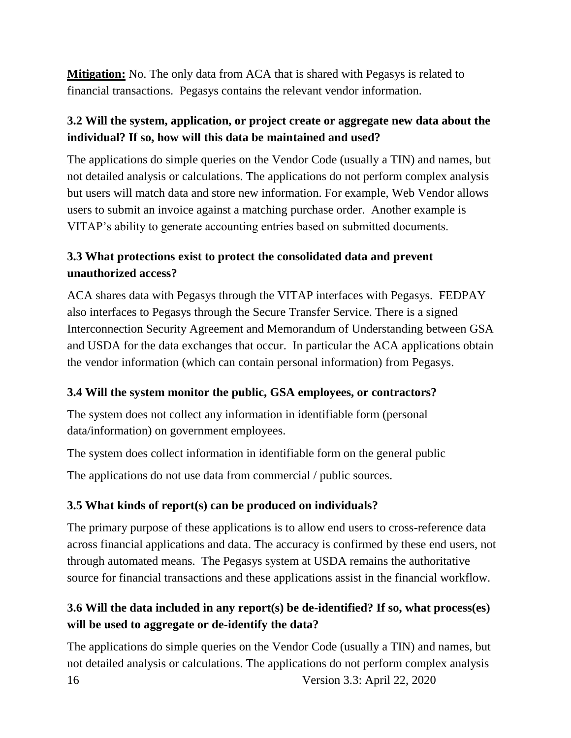**Mitigation:** No. The only data from ACA that is shared with Pegasys is related to financial transactions. Pegasys contains the relevant vendor information.

### 3.2 Will the system, application, or project create or aggregate new data about the individual? If so, how will this data be maintained and used?

The applications do simple queries on the Vendor Code (usually a TIN) and names, but not detailed analysis or calculations. The applications do not perform complex analysis but users will match data and store new information. For example, Web Vendor allows users to submit an invoice against a matching purchase order. Another example is VITAP's ability to generate accounting entries based on submitted documents.

### 3.3 What protections exist to protect the consolidated data and prevent unauthorized access?

ACA shares data with Pegasys through the VITAP interfaces with Pegasys. FEDPAY also interfaces to Pegasys through the Secure Transfer Service. There is a signed Interconnection Security Agreement and Memorandum of Understanding between GSA and USDA for the data exchanges that occur. In particular the ACA applications obtain the vendor information (which can contain personal information) from Pegasys.

### 3.4 Will the system monitor the public, GSA employees, or contractors?

The system does not collect any information in identifiable form (personal data/information) on government employees.

The system does collect information in identifiable form on the general public

The applications do not use data from commercial / public sources.

### 3.5 What kinds of report(s) can be produced on individuals?

The primary purpose of these applications is to allow end users to cross-reference data across financial applications and data. The accuracy is confirmed by these end users, not through automated means. The Pegasys system at USDA remains the authoritative source for financial transactions and these applications assist in the financial workflow.

### 3.6 Will the data included in any report(s) be de-identified? If so, what process(es) will be used to aggregate or de-identify the data?

The applications do simple queries on the Vendor Code (usually a TIN) and names, but not detailed analysis or calculations. The applications do not perform complex analysis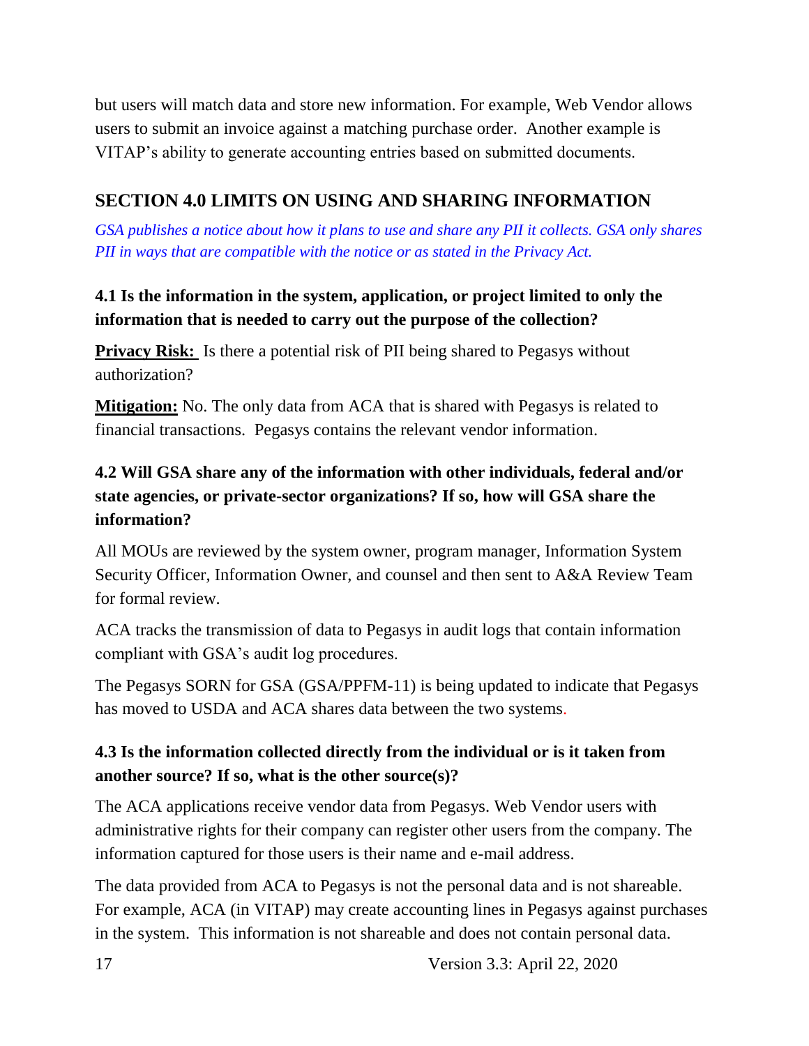but users will match data and store new information. For example, Web Vendor allows users to submit an invoice against a matching purchase order. Another example is VITAP's ability to generate accounting entries based on submitted documents.

## SECTION 4.0 LIMITS ON USING AND SHARING INFORMATION

*GSA publishes a notice about how it plans to use and share any PII it collects. GSA only shares PII in ways that are compatible with the notice or as stated in the Privacy Act.*

### 4.1 Is the information in the system, application, or project limited to only the information that is needed to carry out the purpose of the collection?

**Privacy Risk:** Is there a potential risk of PII being shared to Pegasys without authorization?

**Mitigation:** No. The only data from ACA that is shared with Pegasys is related to financial transactions. Pegasys contains the relevant vendor information.

### 4.2 Will GSA share any of the information with other individuals, federal and/or state agencies, or private-sector organizations? If so, how will GSA share the information?

All MOUs are reviewed by the system owner, program manager, Information System Security Officer, Information Owner, and counsel and then sent to A&A Review Team for formal review.

ACA tracks the transmission of data to Pegasys in audit logs that contain information compliant with GSA's audit log procedures.

The Pegasys SORN for GSA (GSA/PPFM-11) is being updated to indicate that Pegasys has moved to USDA and ACA shares data between the two systems.

### 4.3 Is the information collected directly from the individual or is it taken from another source? If so, what is the other source(s)?

The ACA applications receive vendor data from Pegasys. Web Vendor users with administrative rights for their company can register other users from the company. The information captured for those users is their name and e-mail address.

The data provided from ACA to Pegasys is not the personal data and is not shareable. For example, ACA (in VITAP) may create accounting lines in Pegasys against purchases in the system. This information is not shareable and does not contain personal data.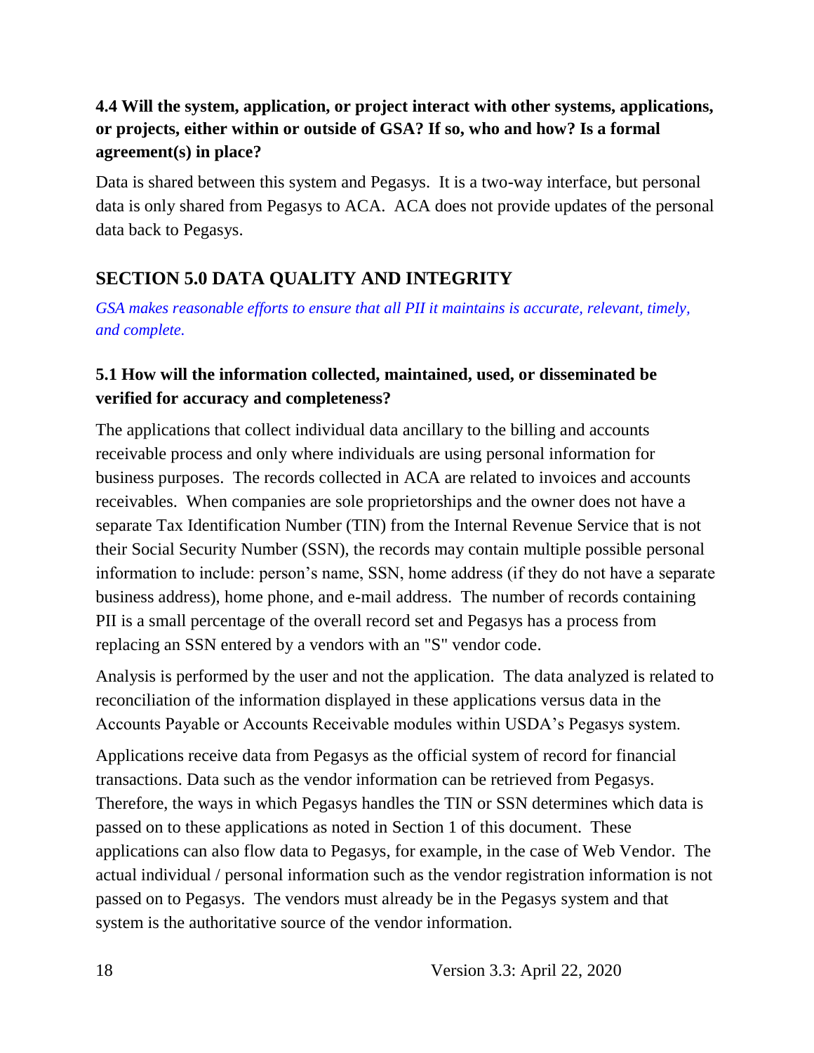### 4.4 Will the system, application, or project interact with other systems, applications, or projects, either within or outside of GSA? If so, who and how? Is a formal agreement(s) in place?

Data is shared between this system and Pegasys. It is a two-way interface, but personal data is only shared from Pegasys to ACA. ACA does not provide updates of the personal data back to Pegasys.

## SECTION 5.0 DATA QUALITY AND INTEGRITY

*GSA makes reasonable efforts to ensure that all PII it maintains is accurate, relevant, timely, and complete.*

### 5.1 How will the information collected, maintained, used, or disseminated be verified for accuracy and completeness?

The applications that collect individual data ancillary to the billing and accounts receivable process and only where individuals are using personal information for business purposes. The records collected in ACA are related to invoices and accounts receivables. When companies are sole proprietorships and the owner does not have a separate Tax Identification Number (TIN) from the Internal Revenue Service that is not their Social Security Number (SSN), the records may contain multiple possible personal information to include: person's name, SSN, home address (if they do not have a separate business address), home phone, and e-mail address. The number of records containing PII is a small percentage of the overall record set and Pegasys has a process from replacing an SSN entered by a vendors with an "S" vendor code.

Analysis is performed by the user and not the application. The data analyzed is related to reconciliation of the information displayed in these applications versus data in the Accounts Payable or Accounts Receivable modules within USDA's Pegasys system.

Applications receive data from Pegasys as the official system of record for financial transactions. Data such as the vendor information can be retrieved from Pegasys. Therefore, the ways in which Pegasys handles the TIN or SSN determines which data is passed on to these applications as noted in Section 1 of this document. These applications can also flow data to Pegasys, for example, in the case of Web Vendor. The actual individual / personal information such as the vendor registration information is not passed on to Pegasys. The vendors must already be in the Pegasys system and that system is the authoritative source of the vendor information.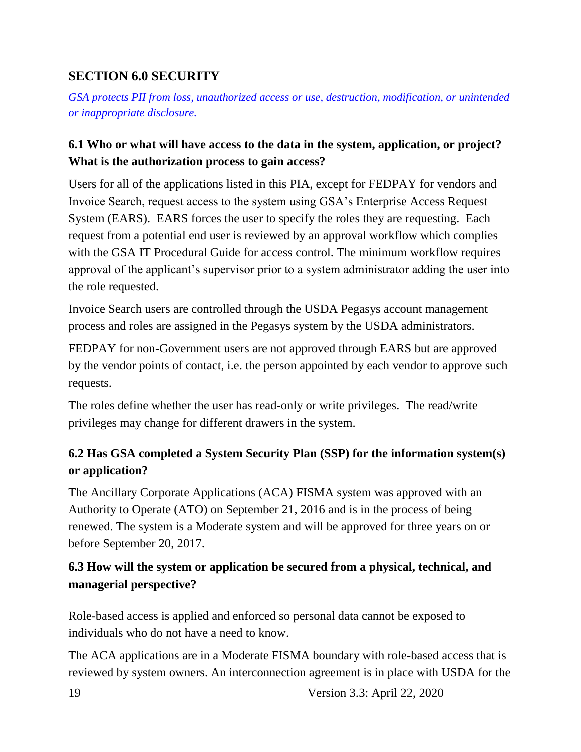## SECTION 6.0 SECURITY

*GSA protects PII from loss, unauthorized access or use, destruction, modification, or unintended or inappropriate disclosure.*

### 6.1 Who or what will have access to the data in the system, application, or project? What is the authorization process to gain access?

Users for all of the applications listed in this PIA, except for FEDPAY for vendors and Invoice Search, request access to the system using GSA's Enterprise Access Request System (EARS). EARS forces the user to specify the roles they are requesting. Each request from a potential end user is reviewed by an approval workflow which complies with the GSA IT Procedural Guide for access control. The minimum workflow requires approval of the applicant's supervisor prior to a system administrator adding the user into the role requested.

Invoice Search users are controlled through the USDA Pegasys account management process and roles are assigned in the Pegasys system by the USDA administrators.

FEDPAY for non-Government users are not approved through EARS but are approved by the vendor points of contact, i.e. the person appointed by each vendor to approve such requests.

The roles define whether the user has read-only or write privileges. The read/write privileges may change for different drawers in the system.

### 6.2 Has GSA completed a System Security Plan (SSP) for the information system(s) or application?

The Ancillary Corporate Applications (ACA) FISMA system was approved with an Authority to Operate (ATO) on September 21, 2016 and is in the process of being renewed. The system is a Moderate system and will be approved for three years on or before September 20, 2017.

### 6.3 How will the system or application be secured from a physical, technical, and managerial perspective?

Role-based access is applied and enforced so personal data cannot be exposed to individuals who do not have a need to know.

The ACA applications are in a Moderate FISMA boundary with role-based access that is reviewed by system owners. An interconnection agreement is in place with USDA for the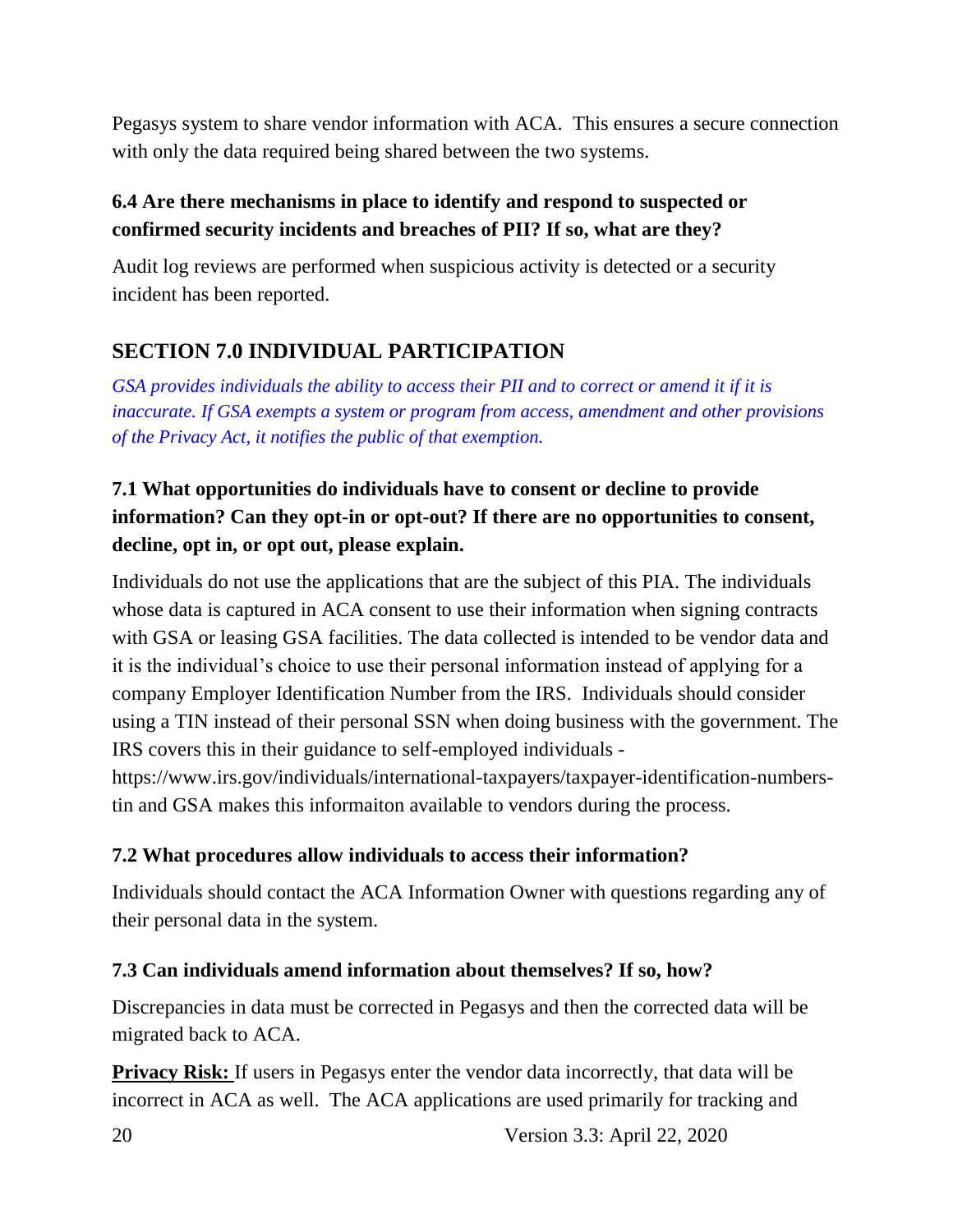Pegasys system to share vendor information with ACA. This ensures a secure connection with only the data required being shared between the two systems.

### 6.4 Are there mechanisms in place to identify and respond to suspected or confirmed security incidents and breaches of PII? If so, what are they?

Audit log reviews are performed when suspicious activity is detected or a security incident has been reported.

## SECTION 7.0 INDIVIDUAL PARTICIPATION

*GSA provides individuals the ability to access their PII and to correct or amend it if it is inaccurate. If GSA exempts a system or program from access, amendment and other provisions of the Privacy Act, it notifies the public of that exemption.*

### 7.1 What opportunities do individuals have to consent or decline to provide information? Can they opt-in or opt-out? If there are no opportunities to consent, decline, opt in, or opt out, please explain.

Individuals do not use the applications that are the subject of this PIA. The individuals whose data is captured in ACA consent to use their information when signing contracts with GSA or leasing GSA facilities. The data collected is intended to be vendor data and it is the individual's choice to use their personal information instead of applying for a company Employer Identification Number from the IRS. Individuals should consider using a TIN instead of their personal SSN when doing business with the government. The IRS covers this in their guidance to self-employed individuals - https://www.irs.gov/individuals/international-taxpayers/taxpayer-identification-numbers-tin and GSA makes this informaiton available to vendors during the process.

### 7.2 What procedures allow individuals to access their information?

Individuals should contact the ACA Information Owner with questions regarding any of their personal data in the system.

### 7.3 Can individuals amend information about themselves? If so, how?

Discrepancies in data must be corrected in Pegasys and then the corrected data will be migrated back to ACA.

**Privacy Risk:** If users in Pegasys enter the vendor data incorrectly, that data will be incorrect in ACA as well. The ACA applications are used primarily for tracking and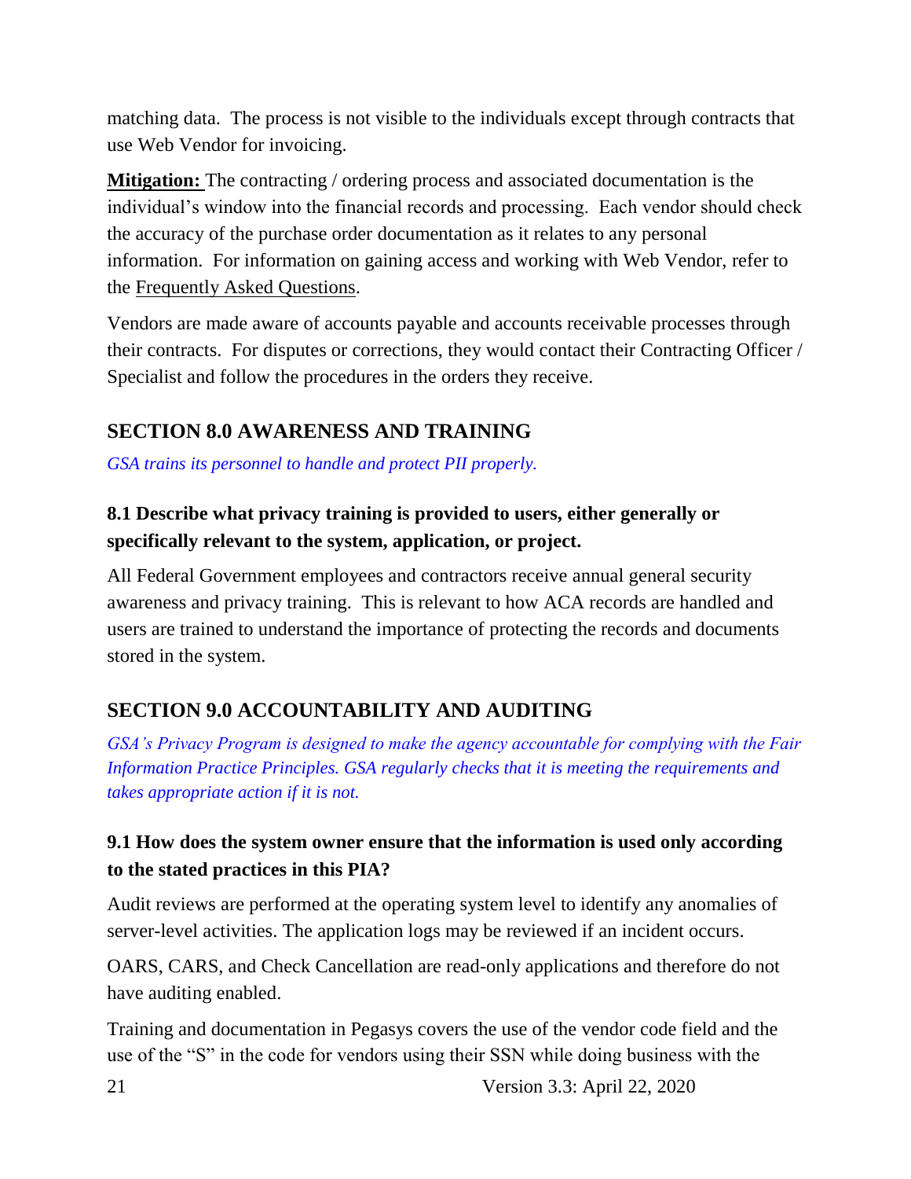matching data. The process is not visible to the individuals except through contracts that use Web Vendor for invoicing.

**Mitigation:** The contracting / ordering process and associated documentation is the individual's window into the financial records and processing. Each vendor should check the accuracy of the purchase order documentation as it relates to any personal information. For information on gaining access and working with Web Vendor, refer to the Frequently Asked Questions.

Vendors are made aware of accounts payable and accounts receivable processes through their contracts. For disputes or corrections, they would contact their Contracting Officer / Specialist and follow the procedures in the orders they receive.

## SECTION 8.0 AWARENESS AND TRAINING

*GSA trains its personnel to handle and protect PII properly.*

### 8.1 Describe what privacy training is provided to users, either generally or specifically relevant to the system, application, or project.

All Federal Government employees and contractors receive annual general security awareness and privacy training. This is relevant to how ACA records are handled and users are trained to understand the importance of protecting the records and documents stored in the system.

## SECTION 9.0 ACCOUNTABILITY AND AUDITING

*GSA's Privacy Program is designed to make the agency accountable for complying with the Fair Information Practice Principles. GSA regularly checks that it is meeting the requirements and takes appropriate action if it is not.*

### 9.1 How does the system owner ensure that the information is used only according to the stated practices in this PIA?

Audit reviews are performed at the operating system level to identify any anomalies of server-level activities. The application logs may be reviewed if an incident occurs.

OARS, CARS, and Check Cancellation are read-only applications and therefore do not have auditing enabled.

Training and documentation in Pegasys covers the use of the vendor code field and the use of the "S" in the code for vendors using their SSN while doing business with the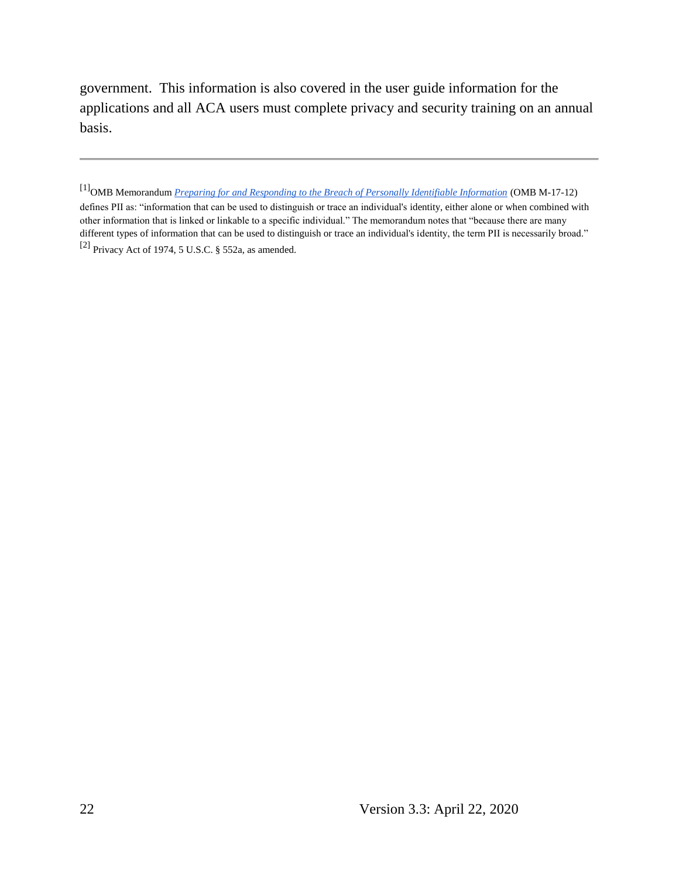government.  This information is also covered in the user guide information for the applications and all ACA users must complete privacy and security training on an annual basis.

---

[1] OMB Memorandum *Preparing for and Responding to the Breach of Personally Identifiable Information* (OMB M-17-12) defines PII as: "information that can be used to distinguish or trace an individual's identity, either alone or when combined with other information that is linked or linkable to a specific individual." The memorandum notes that "because there are many different types of information that can be used to distinguish or trace an individual's identity, the term PII is necessarily broad."

[2] Privacy Act of 1974, 5 U.S.C. § 552a, as amended.

Version 3.3: April 22, 2020